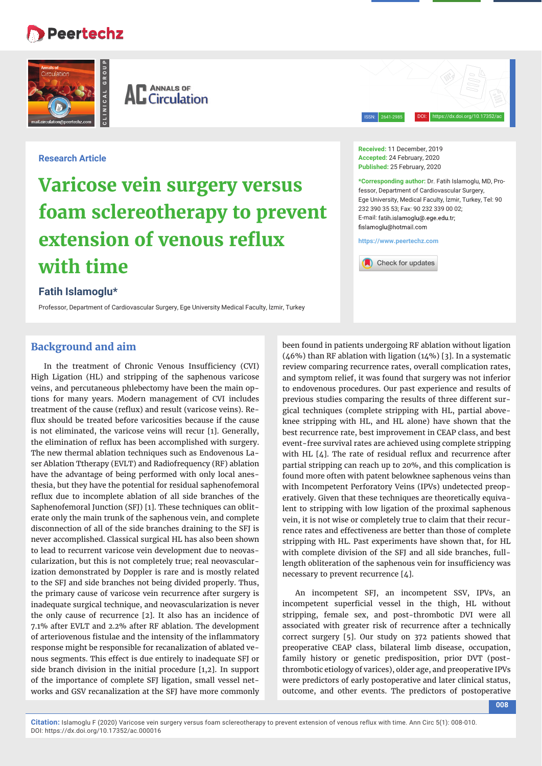Research Article

# Varicose vein surgery versus foam sclereotherapy to prevent extension of venous reflux with time

**Fatih Islamoglu***

Professor, Department of Cardiovascular Surgery, Ege University Medical Faculty, İzmir, Turkey

**Received:** 11 December, 2019
**Accepted:** 24 February, 2020
**Published:** 25 February, 2020

***Corresponding author:** Dr. Fatih Islamoglu, MD, Professor, Department of Cardiovascular Surgery, Ege University, Medical Faculty, İzmir, Turkey, Tel: 90 232 390 35 53; Fax: 90 232 339 00 02; E-mail: fatih.islamoglu@.ege.edu.tr; fislamoglu@hotmail.com

https://www.peertechz.com

## Background and aim

In the treatment of Chronic Venous Insufficiency (CVI) High Ligation (HL) and stripping of the saphenous varicose veins, and percutaneous phlebectomy have been the main options for many years. Modern management of CVI includes treatment of the cause (reflux) and result (varicose veins). Reflux should be treated before varicosities because if the cause is not eliminated, the varicose veins will recur [1]. Generally, the elimination of reflux has been accomplished with surgery. The new thermal ablation techniques such as Endovenous Laser Ablation Ttherapy (EVLT) and Radiofrequency (RF) ablation have the advantage of being performed with only local anesthesia, but they have the potential for residual saphenofemoral reflux due to incomplete ablation of all side branches of the Saphenofemoral Junction (SFJ) [1]. These techniques can obliterate only the main trunk of the saphenous vein, and complete disconnection of all of the side branches draining to the SFJ is never accomplished. Classical surgical HL has also been shown to lead to recurrent varicose vein development due to neovascularization, but this is not completely true; real neovascularization demonstrated by Doppler is rare and is mostly related to the SFJ and side branches not being divided properly. Thus, the primary cause of varicose vein recurrence after surgery is inadequate surgical technique, and neovascularization is never the only cause of recurrence [2]. It also has an incidence of 7.1% after EVLT and 2.2% after RF ablation. The development of arteriovenous fistulae and the intensity of the inflammatory response might be responsible for recanalization of ablated venous segments. This effect is due entirely to inadequate SFJ or side branch division in the initial procedure [1,2]. In support of the importance of complete SFJ ligation, small vessel networks and GSV recanalization at the SFJ have more commonly been found in patients undergoing RF ablation without ligation (46%) than RF ablation with ligation (14%) [3]. In a systematic review comparing recurrence rates, overall complication rates, and symptom relief, it was found that surgery was not inferior to endovenous procedures. Our past experience and results of previous studies comparing the results of three different surgical techniques (complete stripping with HL, partial above-knee stripping with HL, and HL alone) have shown that the best recurrence rate, best improvement in CEAP class, and best event-free survival rates are achieved using complete stripping with HL [4]. The rate of residual reflux and recurrence after partial stripping can reach up to 20%, and this complication is found more often with patent belowknee saphenous veins than with Incompetent Perforatory Veins (IPVs) undetected preoperatively. Given that these techniques are theoretically equivalent to stripping with low ligation of the proximal saphenous vein, it is not wise or completely true to claim that their recurrence rates and effectiveness are better than those of complete stripping with HL. Past experiments have shown that, for HL with complete division of the SFJ and all side branches, full-length obliteration of the saphenous vein for insufficiency was necessary to prevent recurrence [4].

An incompetent SFJ, an incompetent SSV, IPVs, an incompetent superficial vessel in the thigh, HL without stripping, female sex, and post-thrombotic DVT were all associated with greater risk of recurrence after a technically correct surgery [5]. Our study on 372 patients showed that preoperative CEAP class, bilateral limb disease, occupation, family history or genetic predisposition, prior DVT (post-thrombotic etiology of varices), older age, and preoperative IPVs were predictors of early postoperative and later clinical status, outcome, and other events. The predictors of postoperative

**Citation:** Islamoglu F (2020) Varicose vein surgery versus foam sclereotherapy to prevent extension of venous reflux with time. Ann Circ 5(1): 008-010. DOI: https://dx.doi.org/10.17352/ac.000016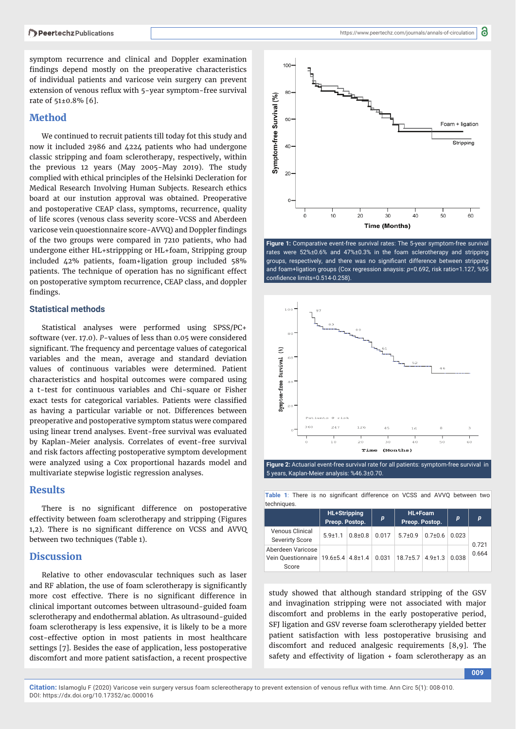symptom recurrence and clinical and Doppler examination findings depend mostly on the preoperative characteristics of individual patients and varicose vein surgery can prevent extension of venous reflux with 5-year symptom-free survival rate of 51±0.8% [6].

## Method

We continued to recruit patients till today fot this study and now it included 2986 and 4224 patients who had undergone classic stripping and foam sclerotherapy, respectively, within the previous 12 years (May 2005-May 2019). The study complied with ethical principles of the Helsinki Decleration for Medical Research Involving Human Subjects. Research ethics board at our instution approval was obtained. Preoperative and postoperative CEAP class, symptoms, recurrence, quality of life scores (venous class severity score-VCSS and Aberdeen varicose vein quoestionnaire score-AVVQ) and Doppler findings of the two groups were compared in 7210 patients, who had undergone either HL+strippping or HL+foam, Stripping group included 42% patients, foam+ligation group included 58% patients. The technique of operation has no significant effect on postoperative symptom recurrence, CEAP class, and doppler findings.

### Statistical methods

Statistical analyses were performed using SPSS/PC+ software (ver. 17.0). *P*-values of less than 0.05 were considered significant. The frequency and percentage values of categorical variables and the mean, average and standard deviation values of continuous variables were determined. Patient characteristics and hospital outcomes were compared using a t-test for continuous variables and Chi-square or Fisher exact tests for categorical variables. Patients were classified as having a particular variable or not. Differences between preoperative and postoperative symptom status were compared using linear trend analyses. Event-free survival was evaluated by Kaplan-Meier analysis. Correlates of event-free survival and risk factors affecting postoperative symptom development were analyzed using a Cox proportional hazards model and multivariate stepwise logistic regression analyses.

## Results

There is no significant difference on postoperative effectivity between foam sclerotherapy and stripping (Figures 1,2). There is no significant difference on VCSS and AVVQ between two techniques (Table 1).

**Figure 1:** Comparative event-free survival rates: The 5-year symptom-free survival rates were 52%±0.6% and 47%±0.3% in the foam sclerotherapy and stripping groups, respectively, and there was no significant difference between stripping and foam+ligation groups (Cox regression anaysis: *p*=0.692, risk ratio=1.127, %95 confidence limits=0.514-0.258).

**Figure 2:** Actuarial event-free survival rate for all patients: symptom-free survival in 5 years, Kaplan-Meier analysis: %46.3±0.70.

**Table 1:** There is no significant difference on VCSS and AVVQ between two techniques.

| | HL+Stripping Preop. | HL+Stripping Postop. | *p* | HL+Foam Preop. | HL+Foam Postop. | *p* | *p* |
|---|---|---|---|---|---|---|---|
| Venous Clinical Severity Score | 5.9±1.1 | 0.8±0.8 | 0.017 | 5.7±0.9 | 0.7±0.6 | 0.023 | 0.721 |
| Aberdeen Varicose Vein Questionnaire Score | 19.6±5.4 | 4.8±1.4 | 0.031 | 18.7±5.7 | 4.9±1.3 | 0.038 | 0.664 |

## Discussion

Relative to other endovascular techniques such as laser and RF ablation, the use of foam sclerotherapy is significantly more cost effective. There is no significant difference in clinical important outcomes between ultrasound-guided foam sclerotherapy and endothermal ablation. As ultrasound-guided foam sclerotherapy is less expensive, it is likely to be a more cost-effective option in most patients in most healthcare settings [7]. Besides the ease of application, less postoperative discomfort and more patient satisfaction, a recent prospective study showed that although standard stripping of the GSV and invagination stripping were not associated with major discomfort and problems in the early postoperative period, SFJ ligation and GSV reverse foam sclerotherapy yielded better patient satisfaction with less postoperative brusising and discomfort and reduced analgesic requirements [8,9]. The safety and effectivity of ligation + foam sclerotherapy as an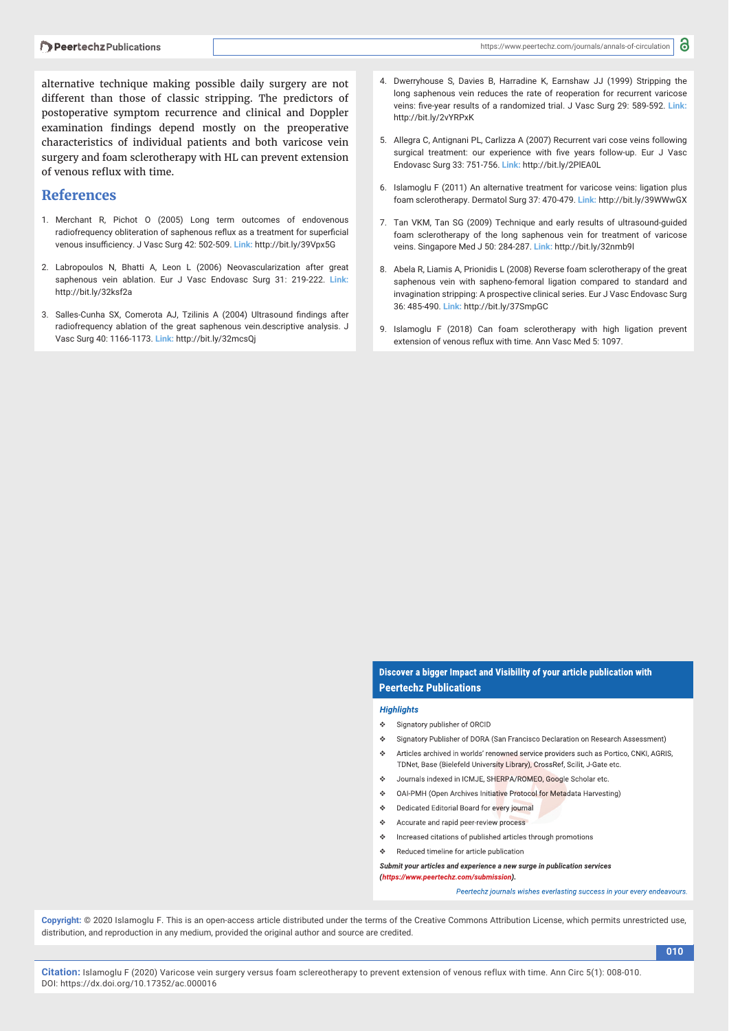alternative technique making possible daily surgery are not different than those of classic stripping. The predictors of postoperative symptom recurrence and clinical and Doppler examination findings depend mostly on the preoperative characteristics of individual patients and both varicose vein surgery and foam sclerotherapy with HL can prevent extension of venous reflux with time.

## References

1. Merchant R, Pichot O (2005) Long term outcomes of endovenous radiofrequency obliteration of saphenous reflux as a treatment for superficial venous insufficiency. J Vasc Surg 42: 502-509. **Link:** http://bit.ly/39Vpx5G
2. Labropoulos N, Bhatti A, Leon L (2006) Neovascularization after great saphenous vein ablation. Eur J Vasc Endovasc Surg 31: 219-222. **Link:** http://bit.ly/32ksf2a
3. Salles-Cunha SX, Comerota AJ, Tzilinis A (2004) Ultrasound findings after radiofrequency ablation of the great saphenous vein.descriptive analysis. J Vasc Surg 40: 1166-1173. **Link:** http://bit.ly/32mcsQj
4. Dwerryhouse S, Davies B, Harradine K, Earnshaw JJ (1999) Stripping the long saphenous vein reduces the rate of reoperation for recurrent varicose veins: five-year results of a randomized trial. J Vasc Surg 29: 589-592. **Link:** http://bit.ly/2vYRPxK
5. Allegra C, Antignani PL, Carlizza A (2007) Recurrent vari cose veins following surgical treatment: our experience with five years follow-up. Eur J Vasc Endovasc Surg 33: 751-756. **Link:** http://bit.ly/2PlEA0L
6. Islamoglu F (2011) An alternative treatment for varicose veins: ligation plus foam sclerotherapy. Dermatol Surg 37: 470-479. **Link:** http://bit.ly/39WWwGX
7. Tan VKM, Tan SG (2009) Technique and early results of ultrasound-guided foam sclerotherapy of the long saphenous vein for treatment of varicose veins. Singapore Med J 50: 284-287. **Link:** http://bit.ly/32nmb9I
8. Abela R, Liamis A, Prionidis L (2008) Reverse foam sclerotherapy of the great saphenous vein with sapheno-femoral ligation compared to standard and invagination stripping: A prospective clinical series. Eur J Vasc Endovasc Surg 36: 485-490. **Link:** http://bit.ly/37SmpGC
9. Islamoglu F (2018) Can foam sclerotherapy with high ligation prevent extension of venous reflux with time. Ann Vasc Med 5: 1097.

**Discover a bigger Impact and Visibility of your article publication with Peertechz Publications**

***Highlights***

- Signatory publisher of ORCID
- Signatory Publisher of DORA (San Francisco Declaration on Research Assessment)
- Articles archived in worlds' renowned service providers such as Portico, CNKI, AGRIS, TDNet, Base (Bielefeld University Library), CrossRef, Scilit, J-Gate etc.
- Journals indexed in ICMJE, SHERPA/ROMEO, Google Scholar etc.
- OAI-PMH (Open Archives Initiative Protocol for Metadata Harvesting)
- Dedicated Editorial Board for every journal
- Accurate and rapid peer-review process
- Increased citations of published articles through promotions
- Reduced timeline for article publication

***Submit your articles and experience a new surge in publication services (https://www.peertechz.com/submission).***

*Peertechz journals wishes everlasting success in your every endeavours.*

**Copyright:** © 2020 Islamoglu F. This is an open-access article distributed under the terms of the Creative Commons Attribution License, which permits unrestricted use, distribution, and reproduction in any medium, provided the original author and source are credited.

**Citation:** Islamoglu F (2020) Varicose vein surgery versus foam sclereotherapy to prevent extension of venous reflux with time. Ann Circ 5(1): 008-010. DOI: https://dx.doi.org/10.17352/ac.000016